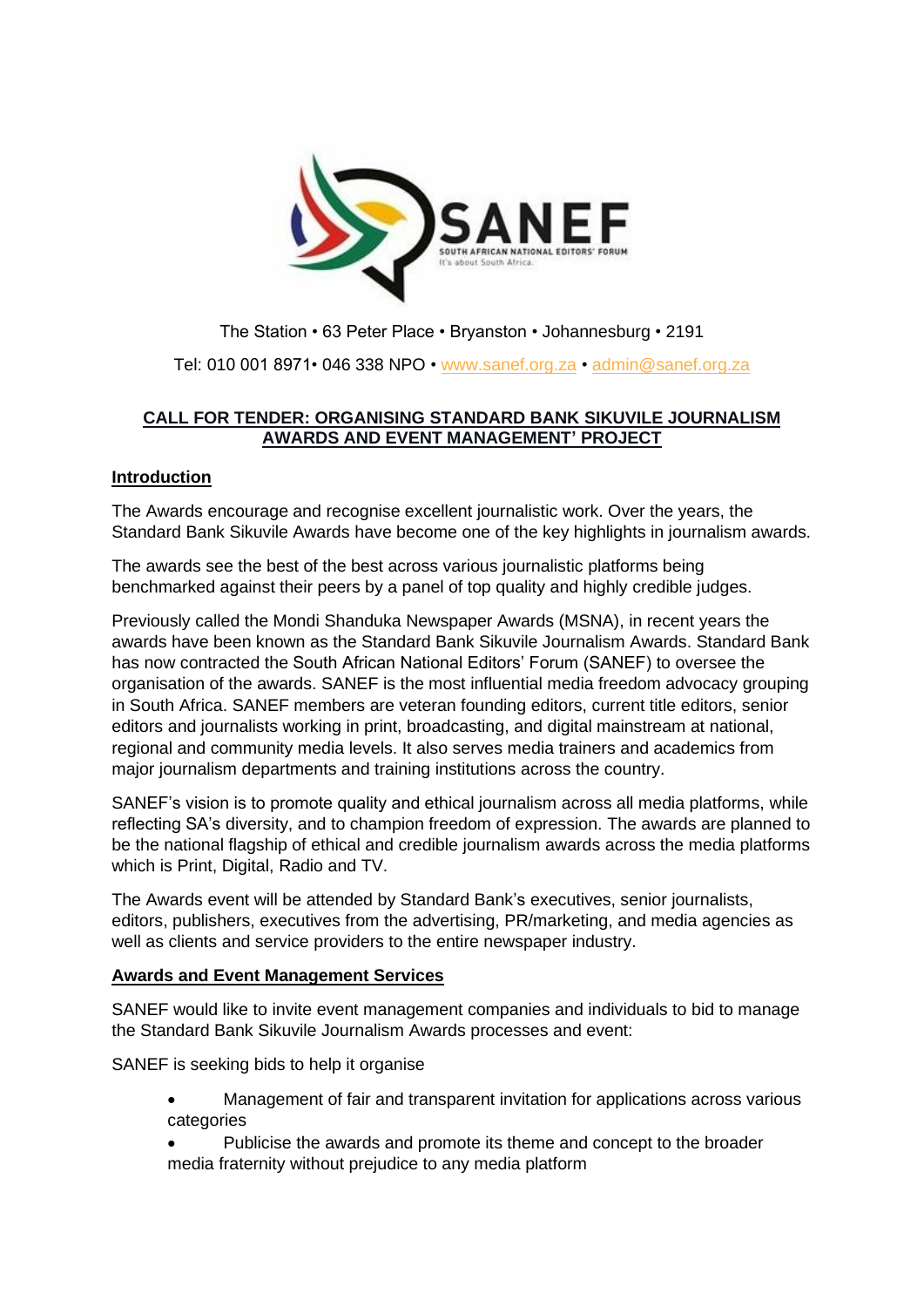SANEF

SOUTH AFRICAN NATIONAL EDITORS' FORUM

It's about South Africa.

The Station • 63 Peter Place • Bryanston • Johannesburg • 2191

Tel: 010 001 8971• 046 338 NPO • www.sanef.org.za • admin@sanef.org.za

## CALL FOR TENDER: ORGANISING STANDARD BANK SIKUVILE JOURNALISM AWARDS AND EVENT MANAGEMENT' PROJECT

### Introduction

The Awards encourage and recognise excellent journalistic work. Over the years, the Standard Bank Sikuvile Awards have become one of the key highlights in journalism awards.

The awards see the best of the best across various journalistic platforms being benchmarked against their peers by a panel of top quality and highly credible judges.

Previously called the Mondi Shanduka Newspaper Awards (MSNA), in recent years the awards have been known as the Standard Bank Sikuvile Journalism Awards. Standard Bank has now contracted the South African National Editors' Forum (SANEF) to oversee the organisation of the awards. SANEF is the most influential media freedom advocacy grouping in South Africa. SANEF members are veteran founding editors, current title editors, senior editors and journalists working in print, broadcasting, and digital mainstream at national, regional and community media levels. It also serves media trainers and academics from major journalism departments and training institutions across the country.

SANEF's vision is to promote quality and ethical journalism across all media platforms, while reflecting SA's diversity, and to champion freedom of expression. The awards are planned to be the national flagship of ethical and credible journalism awards across the media platforms which is Print, Digital, Radio and TV.

The Awards event will be attended by Standard Bank's executives, senior journalists, editors, publishers, executives from the advertising, PR/marketing, and media agencies as well as clients and service providers to the entire newspaper industry.

### Awards and Event Management Services

SANEF would like to invite event management companies and individuals to bid to manage the Standard Bank Sikuvile Journalism Awards processes and event:

SANEF is seeking bids to help it organise

- Management of fair and transparent invitation for applications across various categories
- Publicise the awards and promote its theme and concept to the broader media fraternity without prejudice to any media platform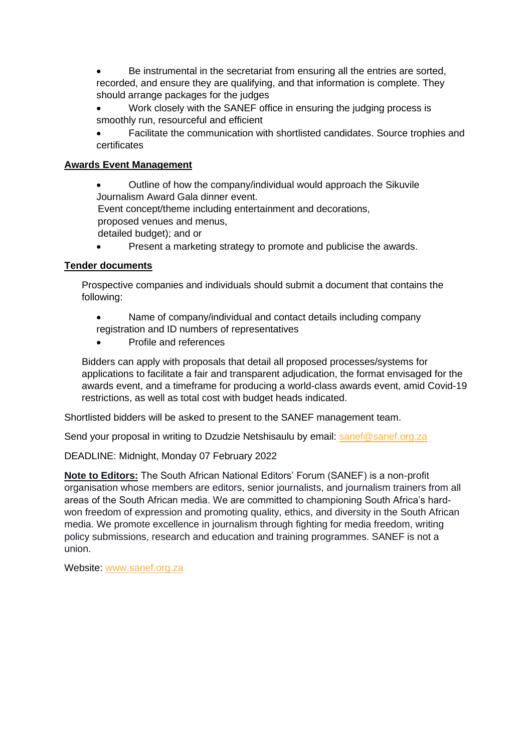- Be instrumental in the secretariat from ensuring all the entries are sorted, recorded, and ensure they are qualifying, and that information is complete. They should arrange packages for the judges
- Work closely with the SANEF office in ensuring the judging process is smoothly run, resourceful and efficient
- Facilitate the communication with shortlisted candidates. Source trophies and certificates

**Awards Event Management**

- Outline of how the company/individual would approach the Sikuvile Journalism Award Gala dinner event.
  Event concept/theme including entertainment and decorations,
  proposed venues and menus,
  detailed budget); and or
- Present a marketing strategy to promote and publicise the awards.

**Tender documents**

Prospective companies and individuals should submit a document that contains the following:

- Name of company/individual and contact details including company registration and ID numbers of representatives
- Profile and references

Bidders can apply with proposals that detail all proposed processes/systems for applications to facilitate a fair and transparent adjudication, the format envisaged for the awards event, and a timeframe for producing a world-class awards event, amid Covid-19 restrictions, as well as total cost with budget heads indicated.

Shortlisted bidders will be asked to present to the SANEF management team.

Send your proposal in writing to Dzudzie Netshisaulu by email: sanef@sanef.org.za

DEADLINE: Midnight, Monday 07 February 2022

**Note to Editors:** The South African National Editors' Forum (SANEF) is a non-profit organisation whose members are editors, senior journalists, and journalism trainers from all areas of the South African media. We are committed to championing South Africa's hard-won freedom of expression and promoting quality, ethics, and diversity in the South African media. We promote excellence in journalism through fighting for media freedom, writing policy submissions, research and education and training programmes. SANEF is not a union.

Website: www.sanef.org.za